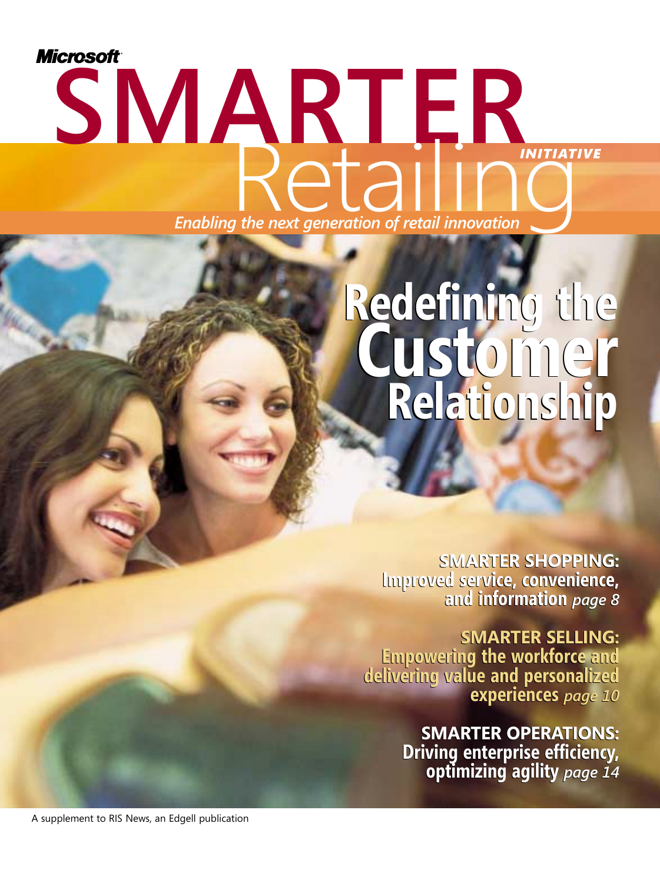Microsoft

# SMARTER Retailing INITIATIVE

*Enabling the next generation of retail innovation*

## Redefining the Customer Relationship

**SMARTER SHOPPING:**
**Improved service, convenience, and information** *page 8*

**SMARTER SELLING:**
**Empowering the workforce and delivering value and personalized experiences** *page 10*

**SMARTER OPERATIONS:**
**Driving enterprise efficiency, optimizing agility** *page 14*

A supplement to RIS News, an Edgell publication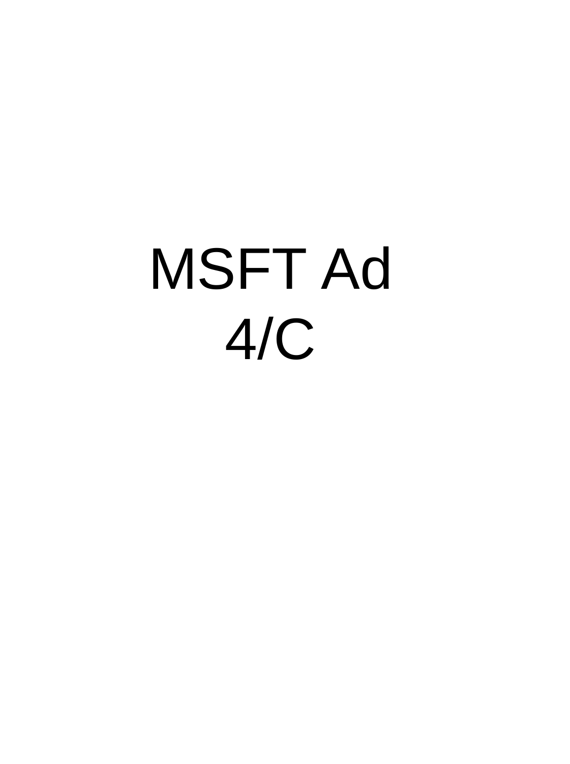MSFT Ad
4/C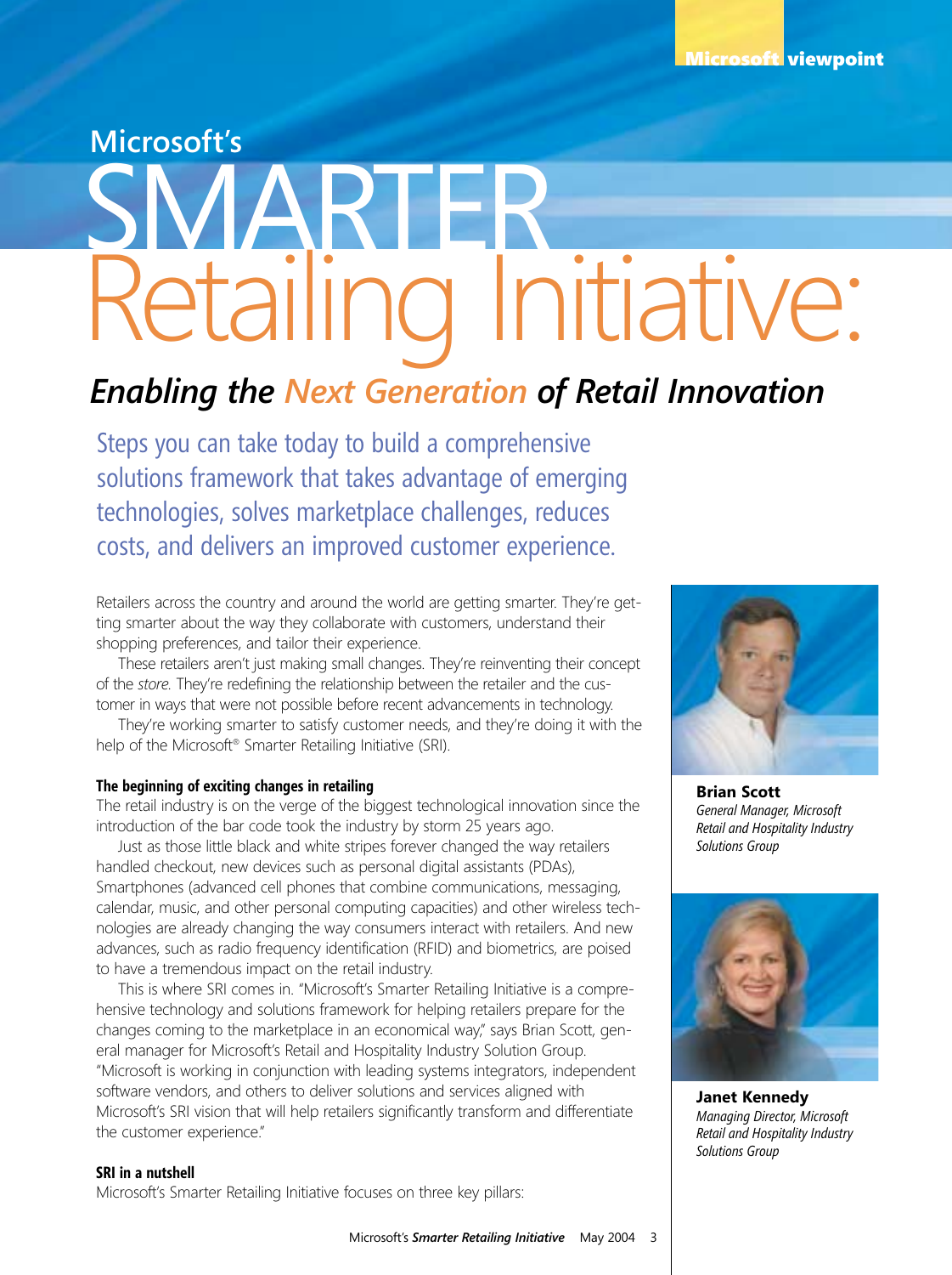Microsoft viewpoint

# Microsoft's SMARTER Retailing Initiative:

## *Enabling the Next Generation of Retail Innovation*

Steps you can take today to build a comprehensive solutions framework that takes advantage of emerging technologies, solves marketplace challenges, reduces costs, and delivers an improved customer experience.

Retailers across the country and around the world are getting smarter. They're getting smarter about the way they collaborate with customers, understand their shopping preferences, and tailor their experience.

These retailers aren't just making small changes. They're reinventing their concept of the *store*. They're redefining the relationship between the retailer and the customer in ways that were not possible before recent advancements in technology.

They're working smarter to satisfy customer needs, and they're doing it with the help of the Microsoft® Smarter Retailing Initiative (SRI).

**Brian Scott**
*General Manager, Microsoft Retail and Hospitality Industry Solutions Group*

**Janet Kennedy**
*Managing Director, Microsoft Retail and Hospitality Industry Solutions Group*

### The beginning of exciting changes in retailing

The retail industry is on the verge of the biggest technological innovation since the introduction of the bar code took the industry by storm 25 years ago.

Just as those little black and white stripes forever changed the way retailers handled checkout, new devices such as personal digital assistants (PDAs), Smartphones (advanced cell phones that combine communications, messaging, calendar, music, and other personal computing capacities) and other wireless technologies are already changing the way consumers interact with retailers. And new advances, such as radio frequency identification (RFID) and biometrics, are poised to have a tremendous impact on the retail industry.

This is where SRI comes in. "Microsoft's Smarter Retailing Initiative is a comprehensive technology and solutions framework for helping retailers prepare for the changes coming to the marketplace in an economical way," says Brian Scott, general manager for Microsoft's Retail and Hospitality Industry Solution Group. "Microsoft is working in conjunction with leading systems integrators, independent software vendors, and others to deliver solutions and services aligned with Microsoft's SRI vision that will help retailers significantly transform and differentiate the customer experience."

### SRI in a nutshell

Microsoft's Smarter Retailing Initiative focuses on three key pillars: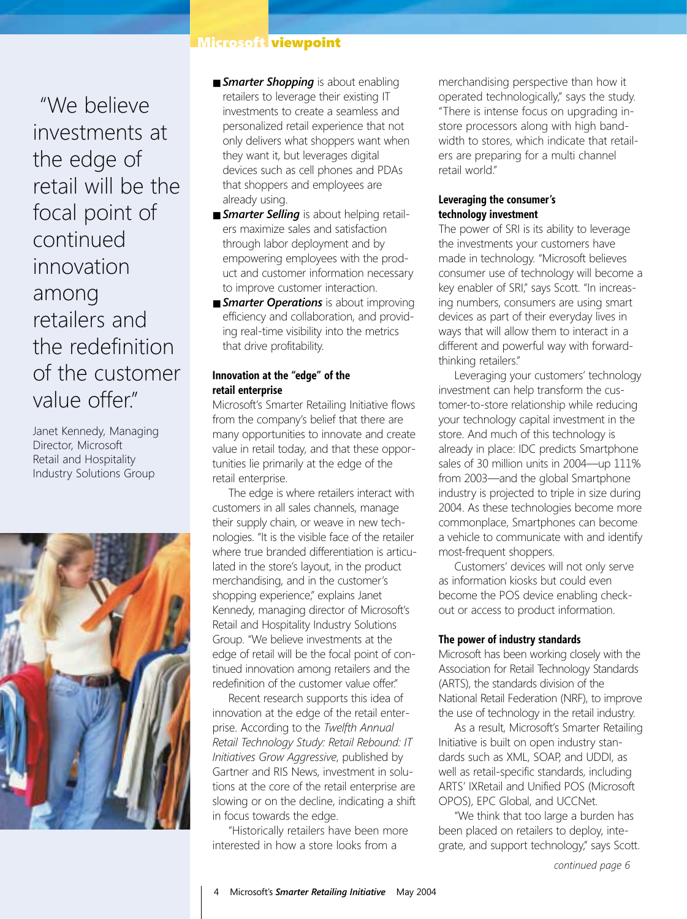## Microsoft viewpoint

"We believe investments at the edge of retail will be the focal point of continued innovation among retailers and the redefinition of the customer value offer."

Janet Kennedy, Managing Director, Microsoft Retail and Hospitality Industry Solutions Group

- ***Smarter Shopping*** is about enabling retailers to leverage their existing IT investments to create a seamless and personalized retail experience that not only delivers what shoppers want when they want it, but leverages digital devices such as cell phones and PDAs that shoppers and employees are already using.
- ***Smarter Selling*** is about helping retailers maximize sales and satisfaction through labor deployment and by empowering employees with the product and customer information necessary to improve customer interaction.
- ***Smarter Operations*** is about improving efficiency and collaboration, and providing real-time visibility into the metrics that drive profitability.

### Innovation at the "edge" of the retail enterprise

Microsoft's Smarter Retailing Initiative flows from the company's belief that there are many opportunities to innovate and create value in retail today, and that these opportunities lie primarily at the edge of the retail enterprise.

The edge is where retailers interact with customers in all sales channels, manage their supply chain, or weave in new technologies. "It is the visible face of the retailer where true branded differentiation is articulated in the store's layout, in the product merchandising, and in the customer's shopping experience," explains Janet Kennedy, managing director of Microsoft's Retail and Hospitality Industry Solutions Group. "We believe investments at the edge of retail will be the focal point of continued innovation among retailers and the redefinition of the customer value offer."

Recent research supports this idea of innovation at the edge of the retail enterprise. According to the *Twelfth Annual Retail Technology Study: Retail Rebound: IT Initiatives Grow Aggressive*, published by Gartner and RIS News, investment in solutions at the core of the retail enterprise are slowing or on the decline, indicating a shift in focus towards the edge.

"Historically retailers have been more interested in how a store looks from a merchandising perspective than how it operated technologically," says the study. "There is intense focus on upgrading in-store processors along with high bandwidth to stores, which indicate that retailers are preparing for a multi channel retail world."

### Leveraging the consumer's technology investment

The power of SRI is its ability to leverage the investments your customers have made in technology. "Microsoft believes consumer use of technology will become a key enabler of SRI," says Scott. "In increasing numbers, consumers are using smart devices as part of their everyday lives in ways that will allow them to interact in a different and powerful way with forward-thinking retailers."

Leveraging your customers' technology investment can help transform the customer-to-store relationship while reducing your technology capital investment in the store. And much of this technology is already in place: IDC predicts Smartphone sales of 30 million units in 2004—up 111% from 2003—and the global Smartphone industry is projected to triple in size during 2004. As these technologies become more commonplace, Smartphones can become a vehicle to communicate with and identify most-frequent shoppers.

Customers' devices will not only serve as information kiosks but could even become the POS device enabling checkout or access to product information.

### The power of industry standards

Microsoft has been working closely with the Association for Retail Technology Standards (ARTS), the standards division of the National Retail Federation (NRF), to improve the use of technology in the retail industry.

As a result, Microsoft's Smarter Retailing Initiative is built on open industry standards such as XML, SOAP, and UDDI, as well as retail-specific standards, including ARTS' IXRetail and Unified POS (Microsoft OPOS), EPC Global, and UCCNet.

"We think that too large a burden has been placed on retailers to deploy, integrate, and support technology," says Scott.

*continued page 6*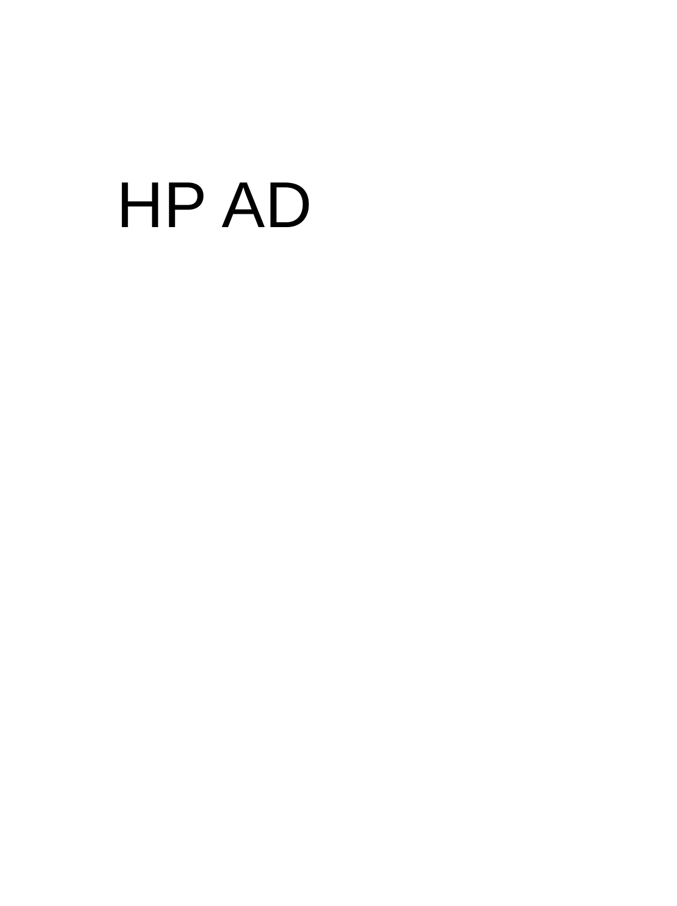HP AD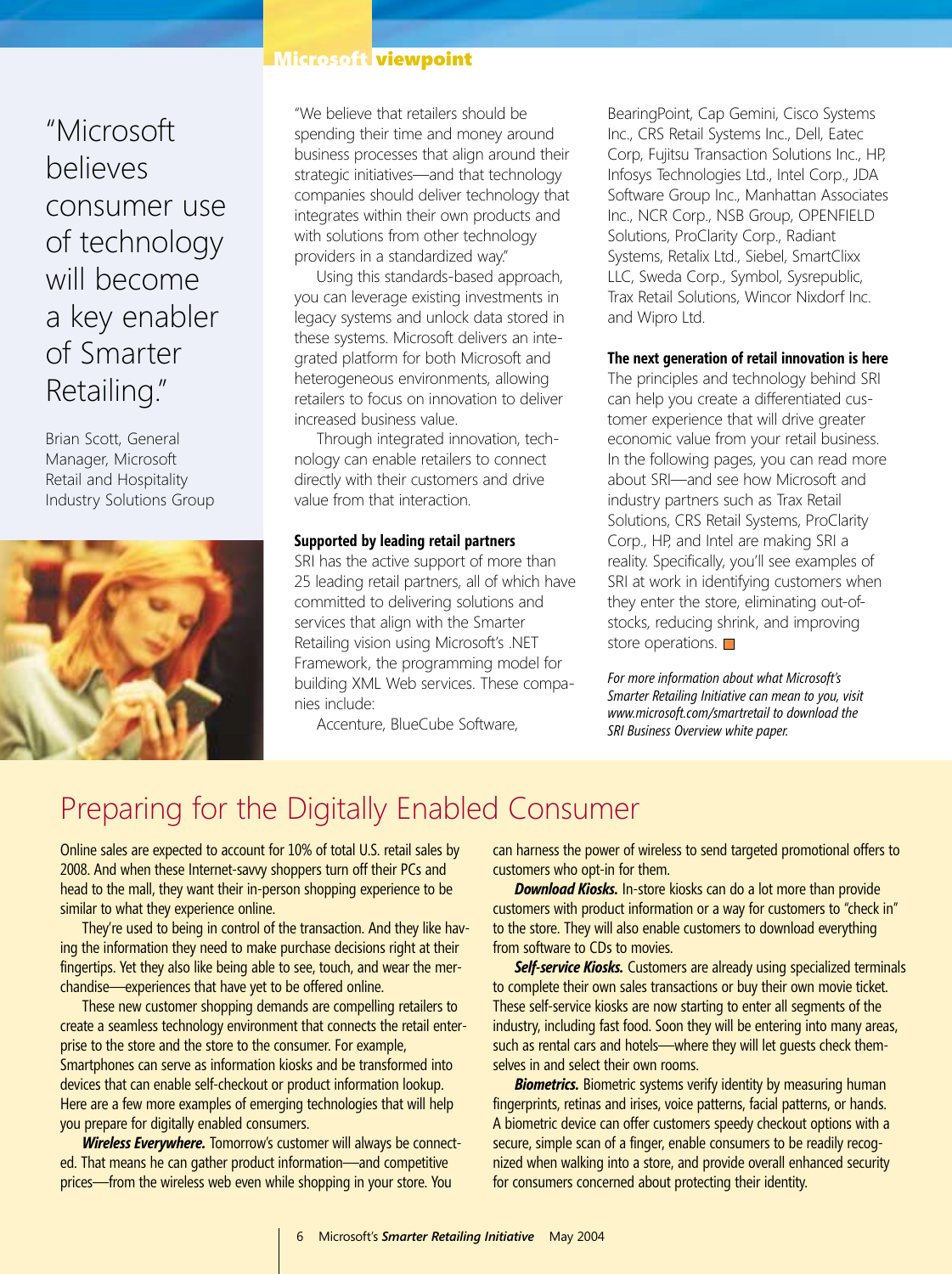## Microsoft viewpoint

"Microsoft believes consumer use of technology will become a key enabler of Smarter Retailing."

Brian Scott, General Manager, Microsoft Retail and Hospitality Industry Solutions Group

"We believe that retailers should be spending their time and money around business processes that align around their strategic initiatives—and that technology companies should deliver technology that integrates within their own products and with solutions from other technology providers in a standardized way."

Using this standards-based approach, you can leverage existing investments in legacy systems and unlock data stored in these systems. Microsoft delivers an integrated platform for both Microsoft and heterogeneous environments, allowing retailers to focus on innovation to deliver increased business value.

Through integrated innovation, technology can enable retailers to connect directly with their customers and drive value from that interaction.

**Supported by leading retail partners**

SRI has the active support of more than 25 leading retail partners, all of which have committed to delivering solutions and services that align with the Smarter Retailing vision using Microsoft's .NET Framework, the programming model for building XML Web services. These companies include:

Accenture, BlueCube Software, BearingPoint, Cap Gemini, Cisco Systems Inc., CRS Retail Systems Inc., Dell, Eatec Corp, Fujitsu Transaction Solutions Inc., HP, Infosys Technologies Ltd., Intel Corp., JDA Software Group Inc., Manhattan Associates Inc., NCR Corp., NSB Group, OPENFIELD Solutions, ProClarity Corp., Radiant Systems, Retalix Ltd., Siebel, SmartClixx LLC, Sweda Corp., Symbol, Sysrepublic, Trax Retail Solutions, Wincor Nixdorf Inc. and Wipro Ltd.

**The next generation of retail innovation is here**

The principles and technology behind SRI can help you create a differentiated customer experience that will drive greater economic value from your retail business. In the following pages, you can read more about SRI—and see how Microsoft and industry partners such as Trax Retail Solutions, CRS Retail Systems, ProClarity Corp., HP, and Intel are making SRI a reality. Specifically, you'll see examples of SRI at work in identifying customers when they enter the store, eliminating out-of-stocks, reducing shrink, and improving store operations.

*For more information about what Microsoft's Smarter Retailing Initiative can mean to you, visit www.microsoft.com/smartretail to download the SRI Business Overview white paper.*

# Preparing for the Digitally Enabled Consumer

Online sales are expected to account for 10% of total U.S. retail sales by 2008. And when these Internet-savvy shoppers turn off their PCs and head to the mall, they want their in-person shopping experience to be similar to what they experience online.

They're used to being in control of the transaction. And they like having the information they need to make purchase decisions right at their fingertips. Yet they also like being able to see, touch, and wear the merchandise—experiences that have yet to be offered online.

These new customer shopping demands are compelling retailers to create a seamless technology environment that connects the retail enterprise to the store and the store to the consumer. For example, Smartphones can serve as information kiosks and be transformed into devices that can enable self-checkout or product information lookup. Here are a few more examples of emerging technologies that will help you prepare for digitally enabled consumers.

***Wireless Everywhere.*** Tomorrow's customer will always be connected. That means he can gather product information—and competitive prices—from the wireless web even while shopping in your store. You can harness the power of wireless to send targeted promotional offers to customers who opt-in for them.

***Download Kiosks.*** In-store kiosks can do a lot more than provide customers with product information or a way for customers to "check in" to the store. They will also enable customers to download everything from software to CDs to movies.

***Self-service Kiosks.*** Customers are already using specialized terminals to complete their own sales transactions or buy their own movie ticket. These self-service kiosks are now starting to enter all segments of the industry, including fast food. Soon they will be entering into many areas, such as rental cars and hotels—where they will let guests check themselves in and select their own rooms.

***Biometrics.*** Biometric systems verify identity by measuring human fingerprints, retinas and irises, voice patterns, facial patterns, or hands. A biometric device can offer customers speedy checkout options with a secure, simple scan of a finger, enable consumers to be readily recognized when walking into a store, and provide overall enhanced security for consumers concerned about protecting their identity.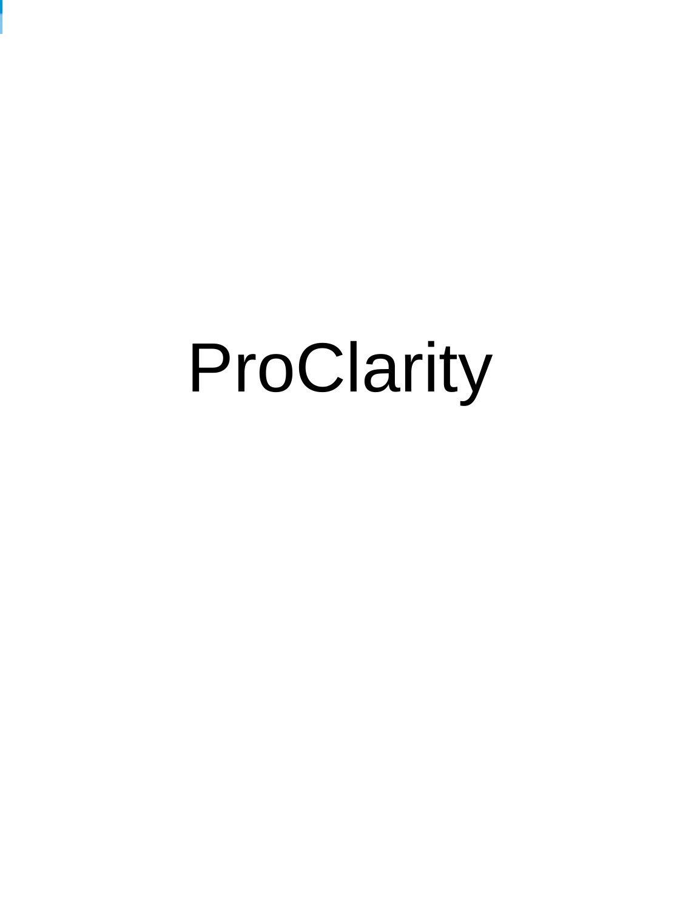# ProClarity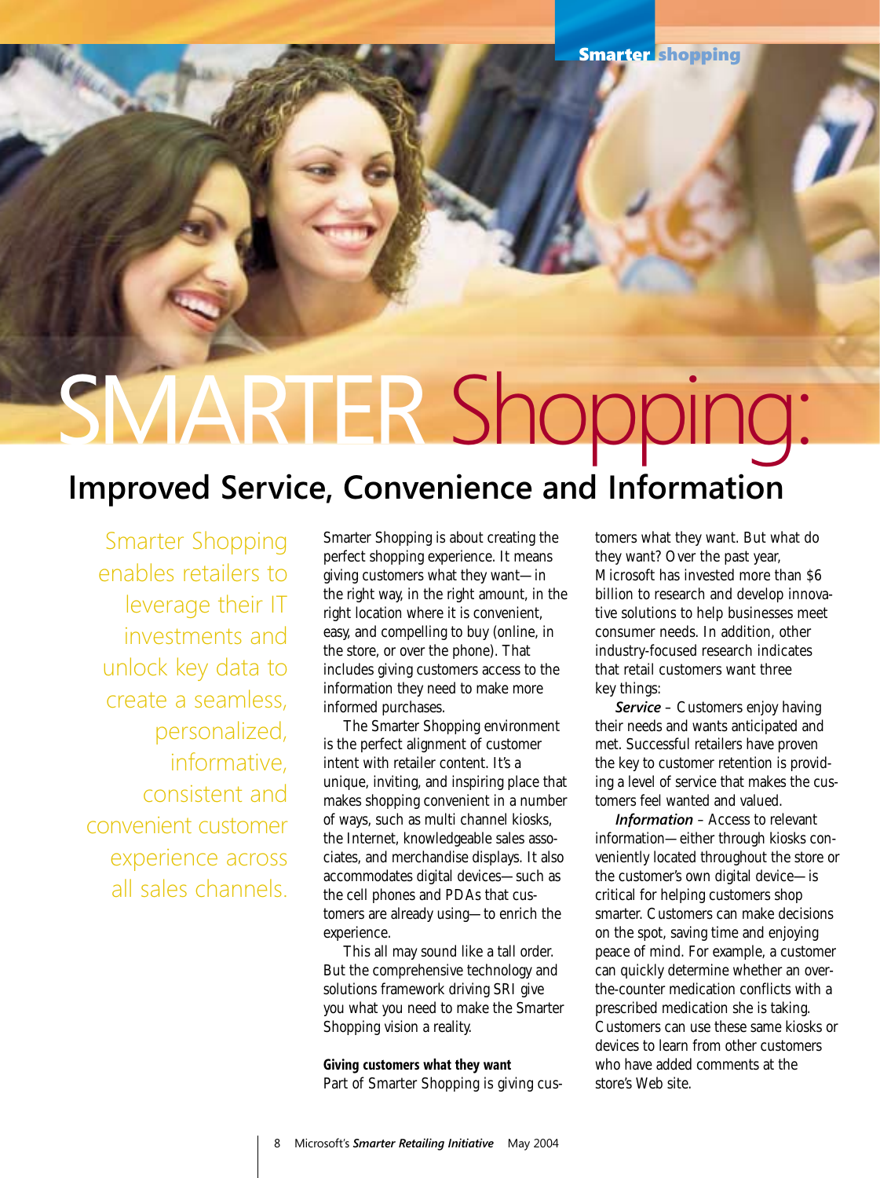# SMARTER Shopping:

## Improved Service, Convenience and Information

Smarter Shopping enables retailers to leverage their IT investments and unlock key data to create a seamless, personalized, informative, consistent and convenient customer experience across all sales channels.

Smarter Shopping is about creating the perfect shopping experience. It means giving customers what they want—in the right way, in the right amount, in the right location where it is convenient, easy, and compelling to buy (online, in the store, or over the phone). That includes giving customers access to the information they need to make more informed purchases.

The Smarter Shopping environment is the perfect alignment of customer intent with retailer content. It's a unique, inviting, and inspiring place that makes shopping convenient in a number of ways, such as multi channel kiosks, the Internet, knowledgeable sales associates, and merchandise displays. It also accommodates digital devices—such as the cell phones and PDAs that customers are already using—to enrich the experience.

This all may sound like a tall order. But the comprehensive technology and solutions framework driving SRI give you what you need to make the Smarter Shopping vision a reality.

**Giving customers what they want**

Part of Smarter Shopping is giving customers what they want. But what do they want? Over the past year, Microsoft has invested more than $6 billion to research and develop innovative solutions to help businesses meet consumer needs. In addition, other industry-focused research indicates that retail customers want three key things:

***Service*** – Customers enjoy having their needs and wants anticipated and met. Successful retailers have proven the key to customer retention is providing a level of service that makes the customers feel wanted and valued.

***Information*** – Access to relevant information—either through kiosks conveniently located throughout the store or the customer's own digital device—is critical for helping customers shop smarter. Customers can make decisions on the spot, saving time and enjoying peace of mind. For example, a customer can quickly determine whether an over-the-counter medication conflicts with a prescribed medication she is taking. Customers can use these same kiosks or devices to learn from other customers who have added comments at the store's Web site.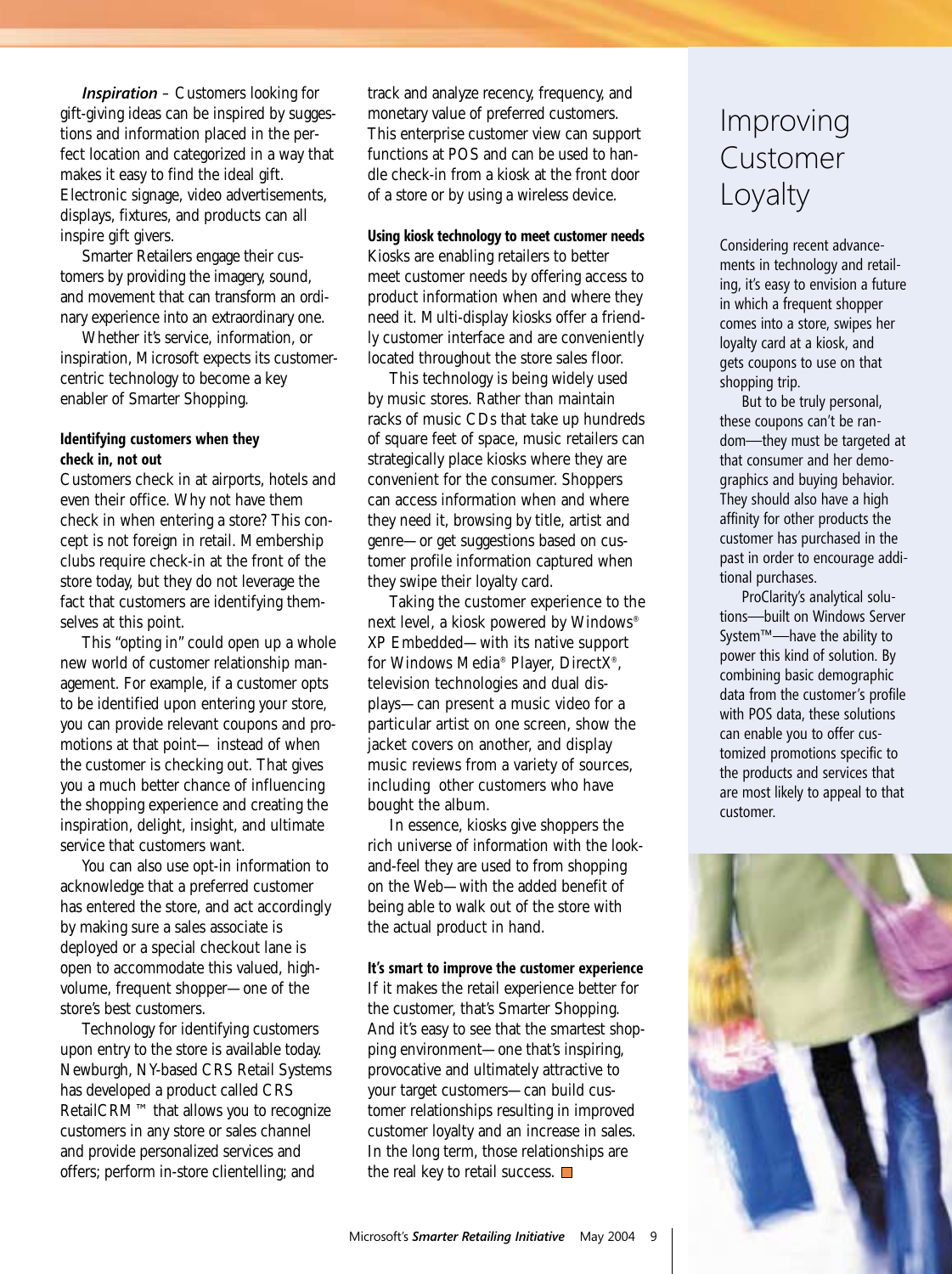***Inspiration*** – Customers looking for gift-giving ideas can be inspired by suggestions and information placed in the perfect location and categorized in a way that makes it easy to find the ideal gift. Electronic signage, video advertisements, displays, fixtures, and products can all inspire gift givers.

Smarter Retailers engage their customers by providing the imagery, sound, and movement that can transform an ordinary experience into an extraordinary one.

Whether it's service, information, or inspiration, Microsoft expects its customer-centric technology to become a key enabler of Smarter Shopping.

**Identifying customers when they check in, not out**

Customers check in at airports, hotels and even their office. Why not have them check in when entering a store? This concept is not foreign in retail. Membership clubs require check-in at the front of the store today, but they do not leverage the fact that customers are identifying themselves at this point.

This "opting in" could open up a whole new world of customer relationship management. For example, if a customer opts to be identified upon entering your store, you can provide relevant coupons and promotions at that point— instead of when the customer is checking out. That gives you a much better chance of influencing the shopping experience and creating the inspiration, delight, insight, and ultimate service that customers want.

You can also use opt-in information to acknowledge that a preferred customer has entered the store, and act accordingly by making sure a sales associate is deployed or a special checkout lane is open to accommodate this valued, high-volume, frequent shopper—one of the store's best customers.

Technology for identifying customers upon entry to the store is available today. Newburgh, NY-based CRS Retail Systems has developed a product called CRS RetailCRM™ that allows you to recognize customers in any store or sales channel and provide personalized services and offers; perform in-store clientelling; and track and analyze recency, frequency, and monetary value of preferred customers. This enterprise customer view can support functions at POS and can be used to handle check-in from a kiosk at the front door of a store or by using a wireless device.

**Using kiosk technology to meet customer needs**

Kiosks are enabling retailers to better meet customer needs by offering access to product information when and where they need it. Multi-display kiosks offer a friendly customer interface and are conveniently located throughout the store sales floor.

This technology is being widely used by music stores. Rather than maintain racks of music CDs that take up hundreds of square feet of space, music retailers can strategically place kiosks where they are convenient for the consumer. Shoppers can access information when and where they need it, browsing by title, artist and genre—or get suggestions based on customer profile information captured when they swipe their loyalty card.

Taking the customer experience to the next level, a kiosk powered by Windows® XP Embedded—with its native support for Windows Media® Player, DirectX®, television technologies and dual displays—can present a music video for a particular artist on one screen, show the jacket covers on another, and display music reviews from a variety of sources, including other customers who have bought the album.

In essence, kiosks give shoppers the rich universe of information with the look-and-feel they are used to from shopping on the Web—with the added benefit of being able to walk out of the store with the actual product in hand.

**It's smart to improve the customer experience**

If it makes the retail experience better for the customer, that's Smarter Shopping. And it's easy to see that the smartest shopping environment—one that's inspiring, provocative and ultimately attractive to your target customers—can build customer relationships resulting in improved customer loyalty and an increase in sales. In the long term, those relationships are the real key to retail success.

## Improving Customer Loyalty

Considering recent advancements in technology and retailing, it's easy to envision a future in which a frequent shopper comes into a store, swipes her loyalty card at a kiosk, and gets coupons to use on that shopping trip.

But to be truly personal, these coupons can't be random—they must be targeted at that consumer and her demographics and buying behavior. They should also have a high affinity for other products the customer has purchased in the past in order to encourage additional purchases.

ProClarity's analytical solutions—built on Windows Server System™—have the ability to power this kind of solution. By combining basic demographic data from the customer's profile with POS data, these solutions can enable you to offer customized promotions specific to the products and services that are most likely to appeal to that customer.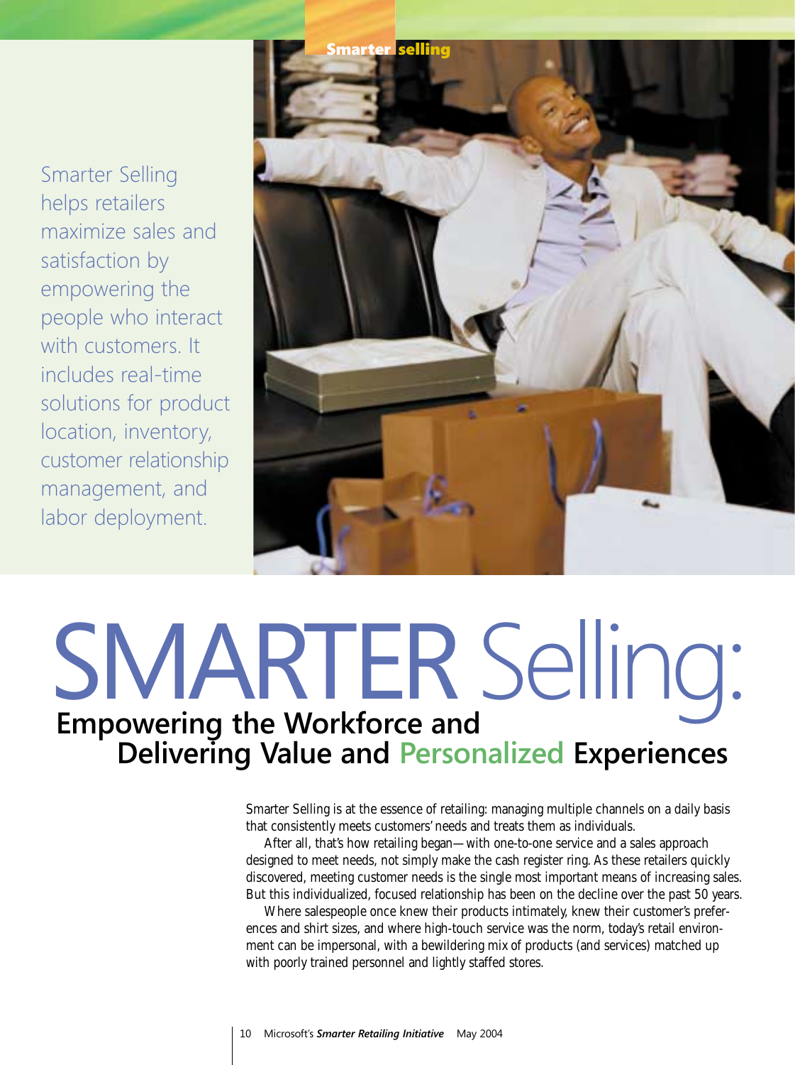Smarter Selling helps retailers maximize sales and satisfaction by empowering the people who interact with customers. It includes real-time solutions for product location, inventory, customer relationship management, and labor deployment.

# SMARTER Selling: Empowering the Workforce and Delivering Value and Personalized Experiences

Smarter Selling is at the essence of retailing: managing multiple channels on a daily basis that consistently meets customers' needs and treats them as individuals.

After all, that's how retailing began—with one-to-one service and a sales approach designed to meet needs, not simply make the cash register ring. As these retailers quickly discovered, meeting customer needs is the single most important means of increasing sales. But this individualized, focused relationship has been on the decline over the past 50 years.

Where salespeople once knew their products intimately, knew their customer's preferences and shirt sizes, and where high-touch service was the norm, today's retail environment can be impersonal, with a bewildering mix of products (and services) matched up with poorly trained personnel and lightly staffed stores.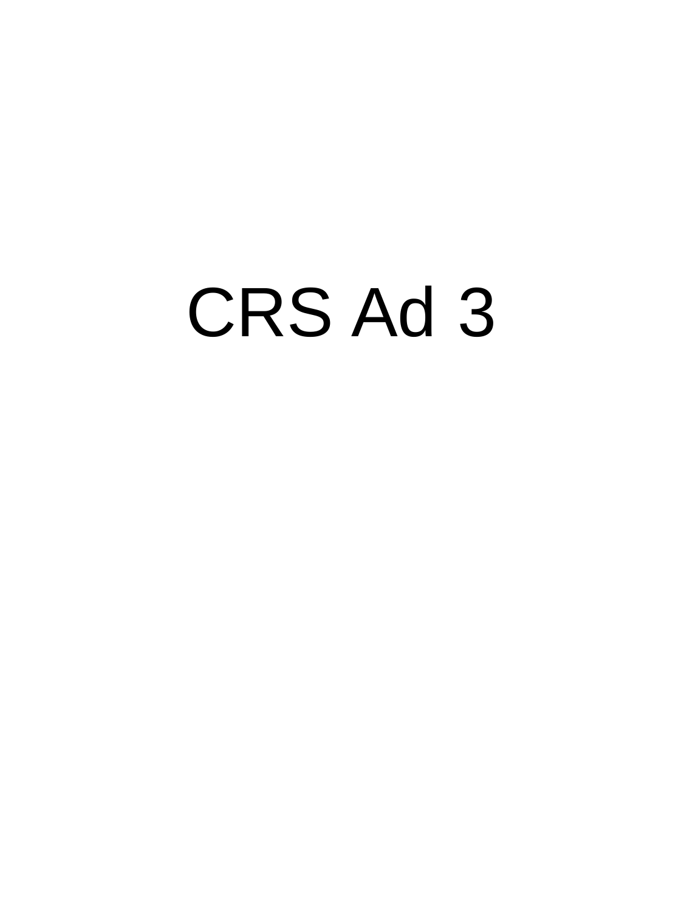# CRS Ad 3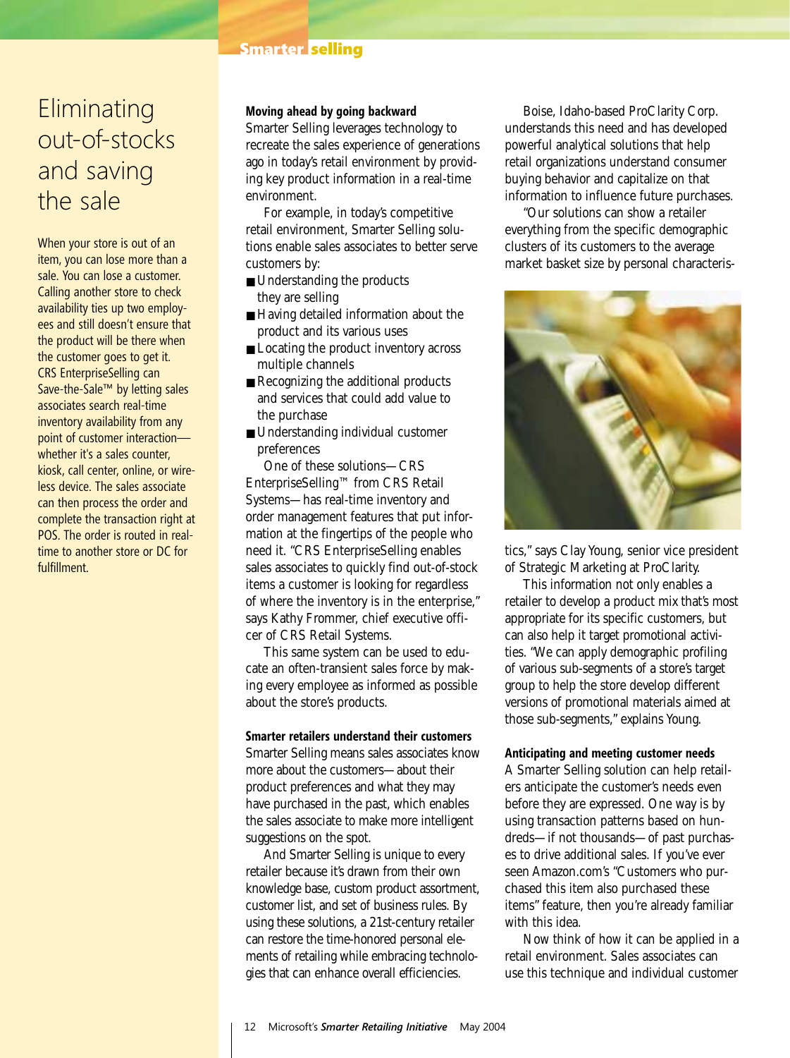# Eliminating out-of-stocks and saving the sale

When your store is out of an item, you can lose more than a sale. You can lose a customer. Calling another store to check availability ties up two employees and still doesn't ensure that the product will be there when the customer goes to get it. CRS EnterpriseSelling can Save-the-Sale™ by letting sales associates search real-time inventory availability from any point of customer interaction—whether it's a sales counter, kiosk, call center, online, or wireless device. The sales associate can then process the order and complete the transaction right at POS. The order is routed in real-time to another store or DC for fulfillment.

### Moving ahead by going backward

Smarter Selling leverages technology to recreate the sales experience of generations ago in today's retail environment by providing key product information in a real-time environment.

For example, in today's competitive retail environment, Smarter Selling solutions enable sales associates to better serve customers by:

- Understanding the products they are selling
- Having detailed information about the product and its various uses
- Locating the product inventory across multiple channels
- Recognizing the additional products and services that could add value to the purchase
- Understanding individual customer preferences

One of these solutions—CRS EnterpriseSelling™ from CRS Retail Systems—has real-time inventory and order management features that put information at the fingertips of the people who need it. "CRS EnterpriseSelling enables sales associates to quickly find out-of-stock items a customer is looking for regardless of where the inventory is in the enterprise," says Kathy Frommer, chief executive officer of CRS Retail Systems.

This same system can be used to educate an often-transient sales force by making every employee as informed as possible about the store's products.

### Smarter retailers understand their customers

Smarter Selling means sales associates know more about the customers—about their product preferences and what they may have purchased in the past, which enables the sales associate to make more intelligent suggestions on the spot.

And Smarter Selling is unique to every retailer because it's drawn from their own knowledge base, custom product assortment, customer list, and set of business rules. By using these solutions, a 21st-century retailer can restore the time-honored personal elements of retailing while embracing technologies that can enhance overall efficiencies.

Boise, Idaho-based ProClarity Corp. understands this need and has developed powerful analytical solutions that help retail organizations understand consumer buying behavior and capitalize on that information to influence future purchases.

"Our solutions can show a retailer everything from the specific demographic clusters of its customers to the average market basket size by personal characteristics," says Clay Young, senior vice president of Strategic Marketing at ProClarity.

This information not only enables a retailer to develop a product mix that's most appropriate for its specific customers, but can also help it target promotional activities. "We can apply demographic profiling of various sub-segments of a store's target group to help the store develop different versions of promotional materials aimed at those sub-segments," explains Young.

### Anticipating and meeting customer needs

A Smarter Selling solution can help retailers anticipate the customer's needs even before they are expressed. One way is by using transaction patterns based on hundreds—if not thousands—of past purchases to drive additional sales. If you've ever seen Amazon.com's "Customers who purchased this item also purchased these items" feature, then you're already familiar with this idea.

Now think of how it can be applied in a retail environment. Sales associates can use this technique and individual customer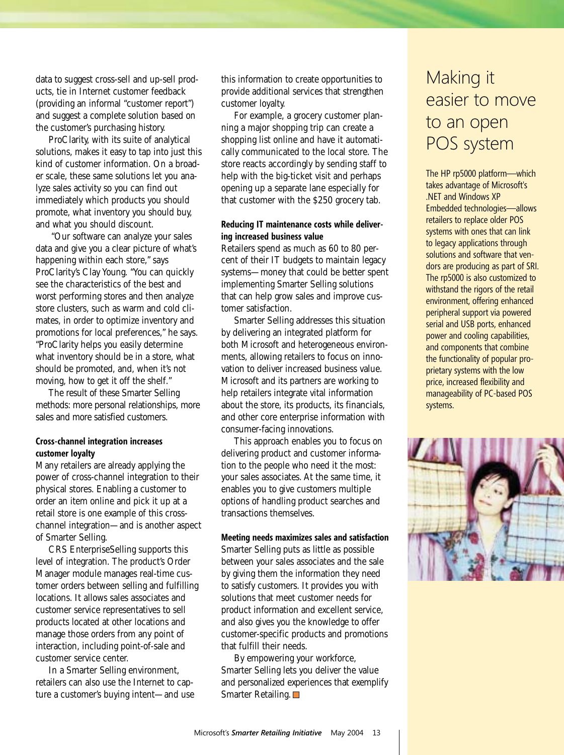data to suggest cross-sell and up-sell products, tie in Internet customer feedback (providing an informal "customer report") and suggest a complete solution based on the customer's purchasing history.

ProClarity, with its suite of analytical solutions, makes it easy to tap into just this kind of customer information. On a broader scale, these same solutions let you analyze sales activity so you can find out immediately which products you should promote, what inventory you should buy, and what you should discount.

"Our software can analyze your sales data and give you a clear picture of what's happening within each store," says ProClarity's Clay Young. "You can quickly see the characteristics of the best and worst performing stores and then analyze store clusters, such as warm and cold climates, in order to optimize inventory and promotions for local preferences," he says. "ProClarity helps you easily determine what inventory should be in a store, what should be promoted, and, when it's not moving, how to get it off the shelf."

The result of these Smarter Selling methods: more personal relationships, more sales and more satisfied customers.

**Cross-channel integration increases customer loyalty**

Many retailers are already applying the power of cross-channel integration to their physical stores. Enabling a customer to order an item online and pick it up at a retail store is one example of this cross-channel integration—and is another aspect of Smarter Selling.

CRS EnterpriseSelling supports this level of integration. The product's Order Manager module manages real-time customer orders between selling and fulfilling locations. It allows sales associates and customer service representatives to sell products located at other locations and manage those orders from any point of interaction, including point-of-sale and customer service center.

In a Smarter Selling environment, retailers can also use the Internet to capture a customer's buying intent—and use this information to create opportunities to provide additional services that strengthen customer loyalty.

For example, a grocery customer planning a major shopping trip can create a shopping list online and have it automatically communicated to the local store. The store reacts accordingly by sending staff to help with the big-ticket visit and perhaps opening up a separate lane especially for that customer with the $250 grocery tab.

**Reducing IT maintenance costs while delivering increased business value**

Retailers spend as much as 60 to 80 percent of their IT budgets to maintain legacy systems—money that could be better spent implementing Smarter Selling solutions that can help grow sales and improve customer satisfaction.

Smarter Selling addresses this situation by delivering an integrated platform for both Microsoft and heterogeneous environments, allowing retailers to focus on innovation to deliver increased business value. Microsoft and its partners are working to help retailers integrate vital information about the store, its products, its financials, and other core enterprise information with consumer-facing innovations.

This approach enables you to focus on delivering product and customer information to the people who need it the most: your sales associates. At the same time, it enables you to give customers multiple options of handling product searches and transactions themselves.

**Meeting needs maximizes sales and satisfaction**

Smarter Selling puts as little as possible between your sales associates and the sale by giving them the information they need to satisfy customers. It provides you with solutions that meet customer needs for product information and excellent service, and also gives you the knowledge to offer customer-specific products and promotions that fulfill their needs.

By empowering your workforce, Smarter Selling lets you deliver the value and personalized experiences that exemplify Smarter Retailing.

## Making it easier to move to an open POS system

The HP rp5000 platform—which takes advantage of Microsoft's .NET and Windows XP Embedded technologies—allows retailers to replace older POS systems with ones that can link to legacy applications through solutions and software that vendors are producing as part of SRI. The rp5000 is also customized to withstand the rigors of the retail environment, offering enhanced peripheral support via powered serial and USB ports, enhanced power and cooling capabilities, and components that combine the functionality of popular proprietary systems with the low price, increased flexibility and manageability of PC-based POS systems.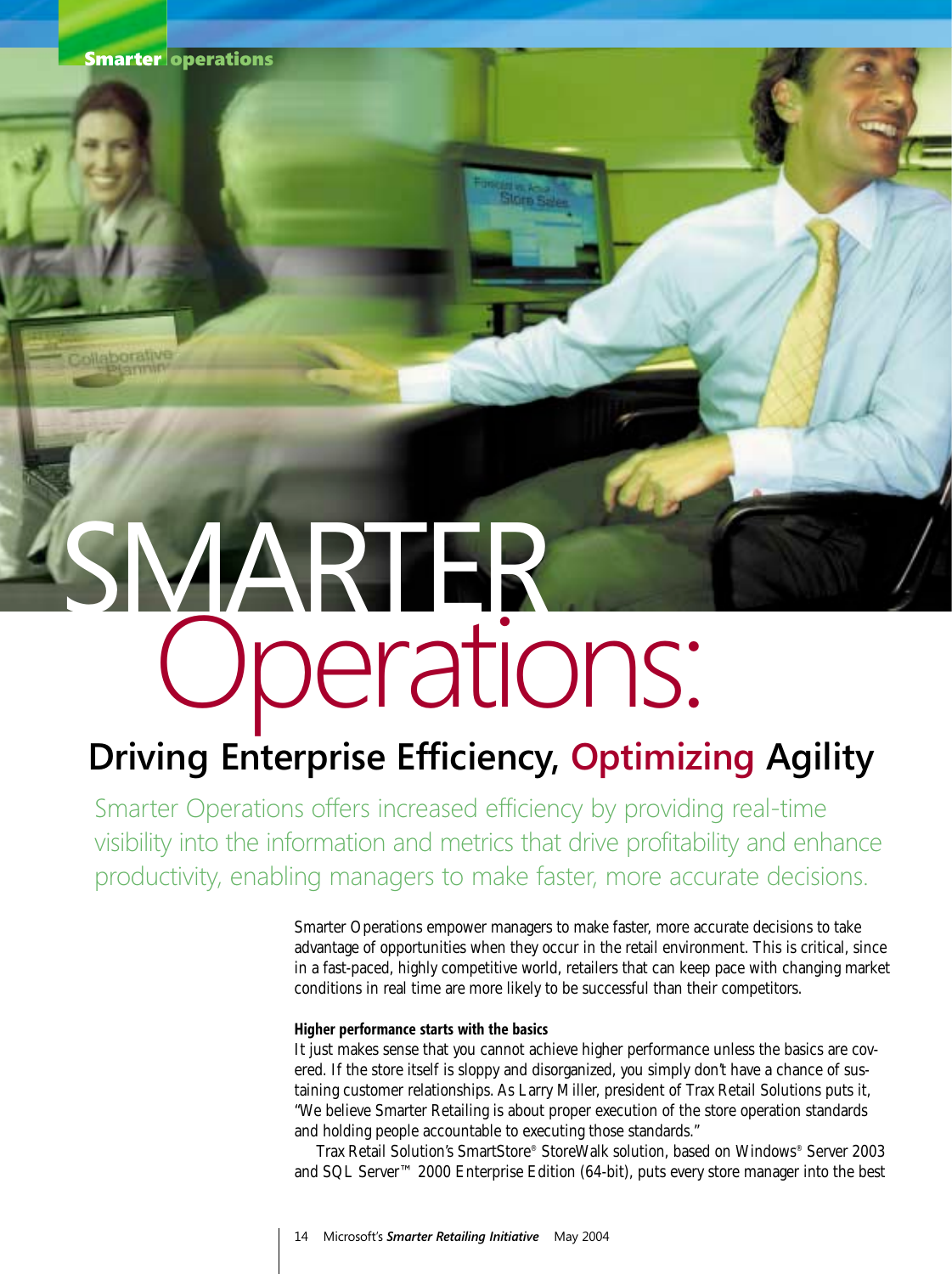# SMARTER Operations:

## Driving Enterprise Efficiency, Optimizing Agility

Smarter Operations offers increased efficiency by providing real-time visibility into the information and metrics that drive profitability and enhance productivity, enabling managers to make faster, more accurate decisions.

Smarter Operations empower managers to make faster, more accurate decisions to take advantage of opportunities when they occur in the retail environment. This is critical, since in a fast-paced, highly competitive world, retailers that can keep pace with changing market conditions in real time are more likely to be successful than their competitors.

**Higher performance starts with the basics**

It just makes sense that you cannot achieve higher performance unless the basics are covered. If the store itself is sloppy and disorganized, you simply don't have a chance of sustaining customer relationships. As Larry Miller, president of Trax Retail Solutions puts it, "We believe Smarter Retailing is about proper execution of the store operation standards and holding people accountable to executing those standards."

Trax Retail Solution's SmartStore® StoreWalk solution, based on Windows® Server 2003 and SQL Server™ 2000 Enterprise Edition (64-bit), puts every store manager into the best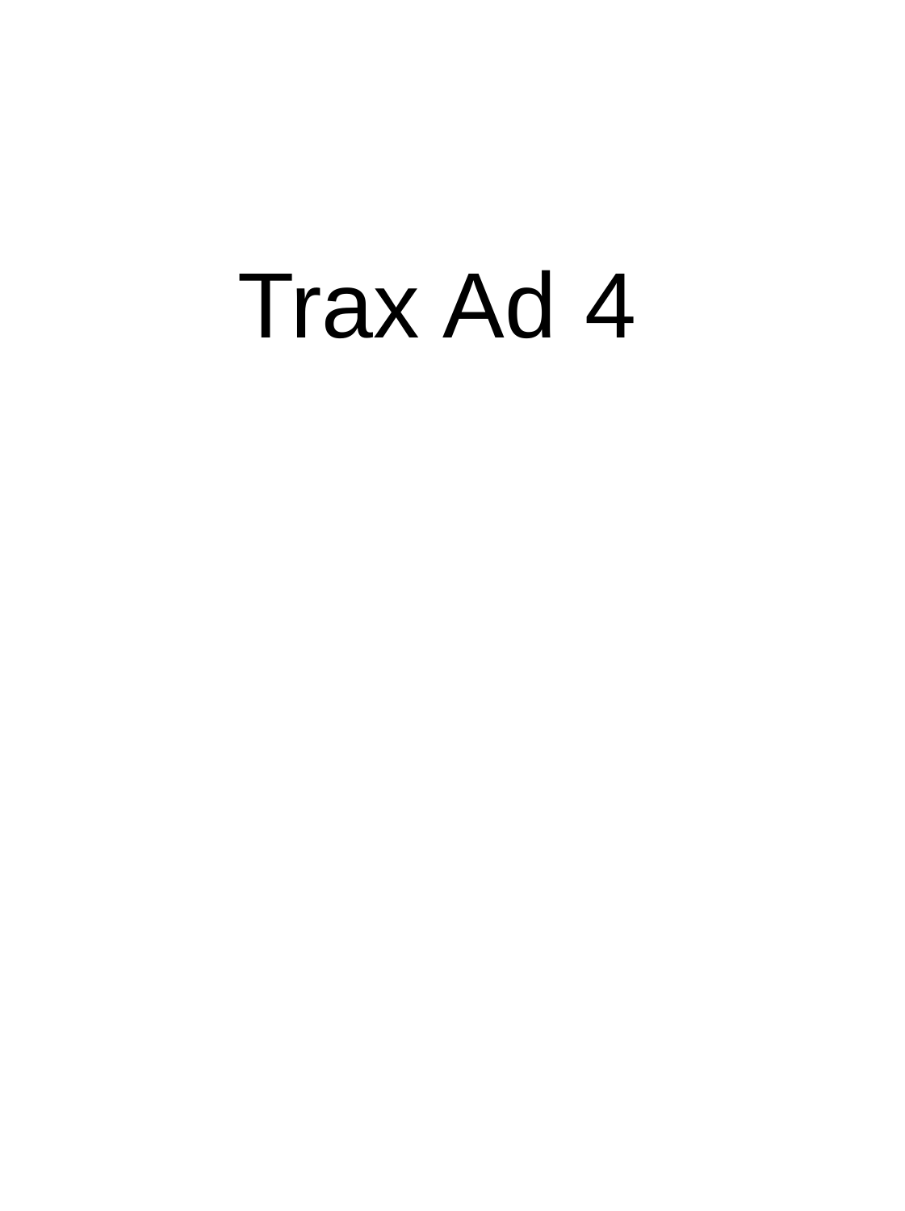Trax Ad 4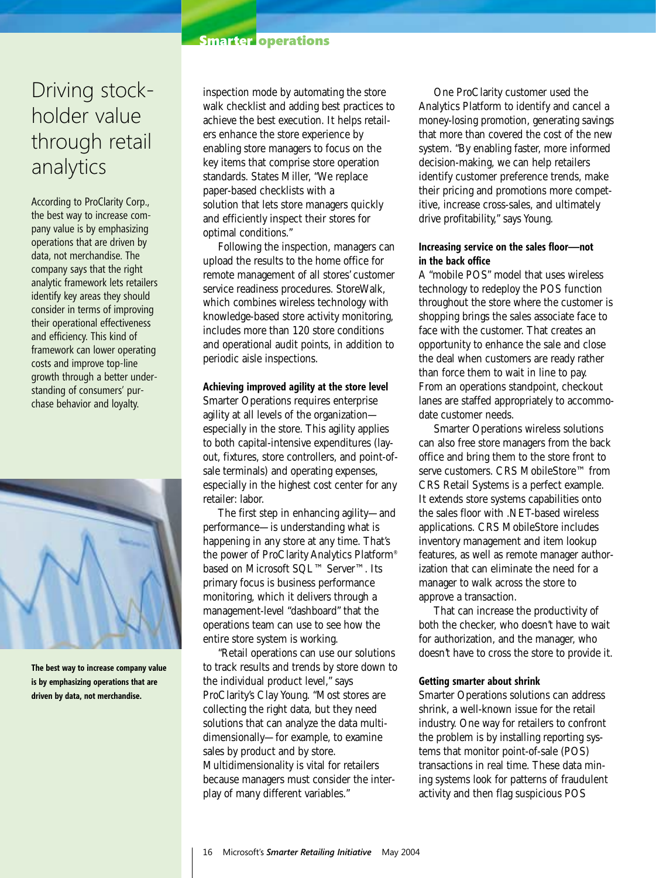# Driving stockholder value through retail analytics

According to ProClarity Corp., the best way to increase company value is by emphasizing operations that are driven by data, not merchandise. The company says that the right analytic framework lets retailers identify key areas they should consider in terms of improving their operational effectiveness and efficiency. This kind of framework can lower operating costs and improve top-line growth through a better understanding of consumers' purchase behavior and loyalty.

**The best way to increase company value is by emphasizing operations that are driven by data, not merchandise.**

inspection mode by automating the store walk checklist and adding best practices to achieve the best execution. It helps retailers enhance the store experience by enabling store managers to focus on the key items that comprise store operation standards. States Miller, "We replace paper-based checklists with a solution that lets store managers quickly and efficiently inspect their stores for optimal conditions."

Following the inspection, managers can upload the results to the home office for remote management of all stores' customer service readiness procedures. StoreWalk, which combines wireless technology with knowledge-based store activity monitoring, includes more than 120 store conditions and operational audit points, in addition to periodic aisle inspections.

### Achieving improved agility at the store level

Smarter Operations requires enterprise agility at all levels of the organization—especially in the store. This agility applies to both capital-intensive expenditures (layout, fixtures, store controllers, and point-of-sale terminals) and operating expenses, especially in the highest cost center for any retailer: labor.

The first step in enhancing agility—and performance—is understanding what is happening in any store at any time. That's the power of ProClarity Analytics Platform® based on Microsoft SQL™ Server™. Its primary focus is business performance monitoring, which it delivers through a management-level "dashboard" that the operations team can use to see how the entire store system is working.

"Retail operations can use our solutions to track results and trends by store down to the individual product level," says ProClarity's Clay Young. "Most stores are collecting the right data, but they need solutions that can analyze the data multidimensionally—for example, to examine sales by product and by store. Multidimensionality is vital for retailers because managers must consider the interplay of many different variables."

One ProClarity customer used the Analytics Platform to identify and cancel a money-losing promotion, generating savings that more than covered the cost of the new system. "By enabling faster, more informed decision-making, we can help retailers identify customer preference trends, make their pricing and promotions more competitive, increase cross-sales, and ultimately drive profitability," says Young.

### Increasing service on the sales floor—not in the back office

A "mobile POS" model that uses wireless technology to redeploy the POS function throughout the store where the customer is shopping brings the sales associate face to face with the customer. That creates an opportunity to enhance the sale and close the deal when customers are ready rather than force them to wait in line to pay. From an operations standpoint, checkout lanes are staffed appropriately to accommodate customer needs.

Smarter Operations wireless solutions can also free store managers from the back office and bring them to the store front to serve customers. CRS MobileStore™ from CRS Retail Systems is a perfect example. It extends store systems capabilities onto the sales floor with .NET-based wireless applications. CRS MobileStore includes inventory management and item lookup features, as well as remote manager authorization that can eliminate the need for a manager to walk across the store to approve a transaction.

That can increase the productivity of both the checker, who doesn't have to wait for authorization, and the manager, who doesn't have to cross the store to provide it.

### Getting smarter about shrink

Smarter Operations solutions can address shrink, a well-known issue for the retail industry. One way for retailers to confront the problem is by installing reporting systems that monitor point-of-sale (POS) transactions in real time. These data mining systems look for patterns of fraudulent activity and then flag suspicious POS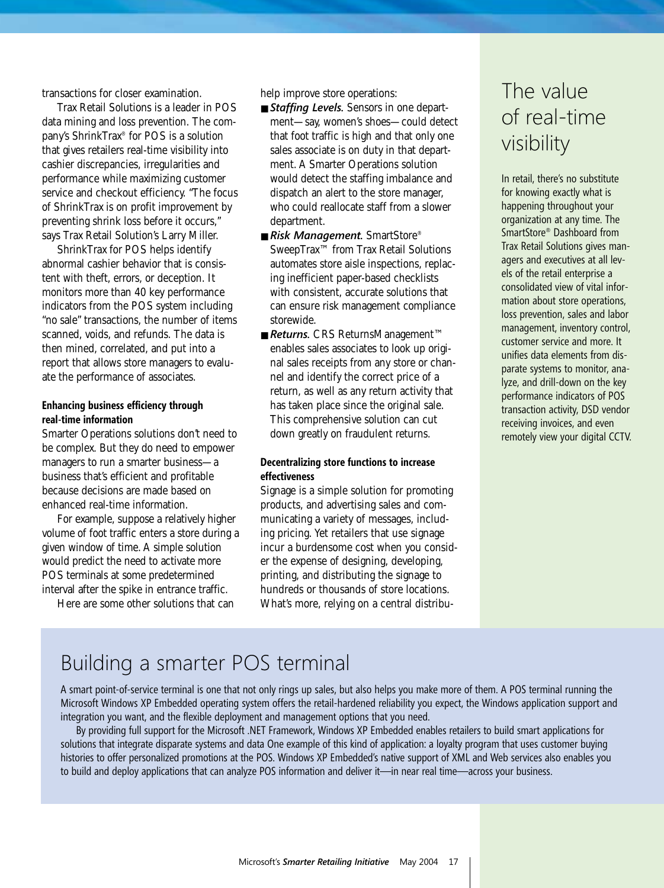transactions for closer examination.

Trax Retail Solutions is a leader in POS data mining and loss prevention. The company's ShrinkTrax® for POS is a solution that gives retailers real-time visibility into cashier discrepancies, irregularities and performance while maximizing customer service and checkout efficiency. "The focus of ShrinkTrax is on profit improvement by preventing shrink loss before it occurs," says Trax Retail Solution's Larry Miller.

ShrinkTrax for POS helps identify abnormal cashier behavior that is consistent with theft, errors, or deception. It monitors more than 40 key performance indicators from the POS system including "no sale" transactions, the number of items scanned, voids, and refunds. The data is then mined, correlated, and put into a report that allows store managers to evaluate the performance of associates.

### Enhancing business efficiency through real-time information

Smarter Operations solutions don't need to be complex. But they do need to empower managers to run a smarter business—a business that's efficient and profitable because decisions are made based on enhanced real-time information.

For example, suppose a relatively higher volume of foot traffic enters a store during a given window of time. A simple solution would predict the need to activate more POS terminals at some predetermined interval after the spike in entrance traffic.

Here are some other solutions that can help improve store operations:

- ***Staffing Levels.*** Sensors in one department—say, women's shoes—could detect that foot traffic is high and that only one sales associate is on duty in that department. A Smarter Operations solution would detect the staffing imbalance and dispatch an alert to the store manager, who could reallocate staff from a slower department.
- ***Risk Management.*** SmartStore® SweepTrax™ from Trax Retail Solutions automates store aisle inspections, replacing inefficient paper-based checklists with consistent, accurate solutions that can ensure risk management compliance storewide.
- ***Returns.*** CRS ReturnsManagement™ enables sales associates to look up original sales receipts from any store or channel and identify the correct price of a return, as well as any return activity that has taken place since the original sale. This comprehensive solution can cut down greatly on fraudulent returns.

### Decentralizing store functions to increase effectiveness

Signage is a simple solution for promoting products, and advertising sales and communicating a variety of messages, including pricing. Yet retailers that use signage incur a burdensome cost when you consider the expense of designing, developing, printing, and distributing the signage to hundreds or thousands of store locations. What's more, relying on a central distribu-

## The value of real-time visibility

In retail, there's no substitute for knowing exactly what is happening throughout your organization at any time. The SmartStore® Dashboard from Trax Retail Solutions gives managers and executives at all levels of the retail enterprise a consolidated view of vital information about store operations, loss prevention, sales and labor management, inventory control, customer service and more. It unifies data elements from disparate systems to monitor, analyze, and drill-down on the key performance indicators of POS transaction activity, DSD vendor receiving invoices, and even remotely view your digital CCTV.

## Building a smarter POS terminal

A smart point-of-service terminal is one that not only rings up sales, but also helps you make more of them. A POS terminal running the Microsoft Windows XP Embedded operating system offers the retail-hardened reliability you expect, the Windows application support and integration you want, and the flexible deployment and management options that you need.

By providing full support for the Microsoft .NET Framework, Windows XP Embedded enables retailers to build smart applications for solutions that integrate disparate systems and data One example of this kind of application: a loyalty program that uses customer buying histories to offer personalized promotions at the POS. Windows XP Embedded's native support of XML and Web services also enables you to build and deploy applications that can analyze POS information and deliver it—in near real time—across your business.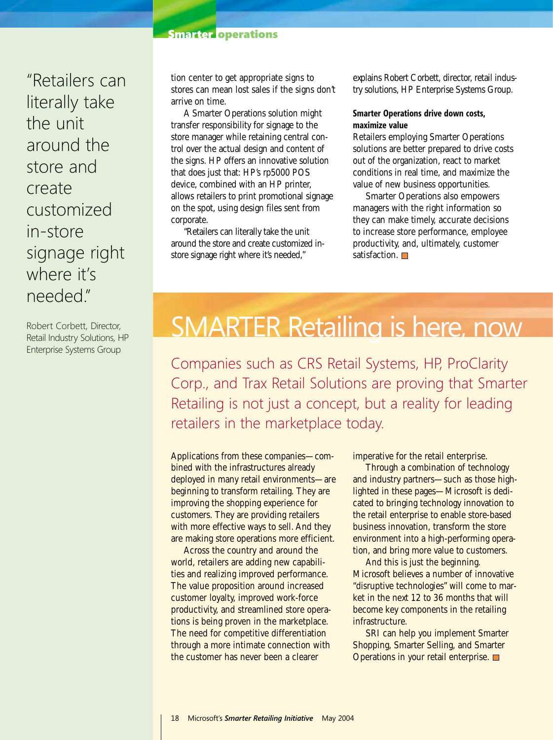tion center to get appropriate signs to stores can mean lost sales if the signs don't arrive on time.

A Smarter Operations solution might transfer responsibility for signage to the store manager while retaining central control over the actual design and content of the signs. HP offers an innovative solution that does just that: HP's rp5000 POS device, combined with an HP printer, allows retailers to print promotional signage on the spot, using design files sent from corporate.

"Retailers can literally take the unit around the store and create customized in-store signage right where it's needed," explains Robert Corbett, director, retail industry solutions, HP Enterprise Systems Group.

> "Retailers can literally take the unit around the store and create customized in-store signage right where it's needed."
>
> Robert Corbett, Director, Retail Industry Solutions, HP Enterprise Systems Group

**Smarter Operations drive down costs, maximize value**

Retailers employing Smarter Operations solutions are better prepared to drive costs out of the organization, react to market conditions in real time, and maximize the value of new business opportunities.

Smarter Operations also empowers managers with the right information so they can make timely, accurate decisions to increase store performance, employee productivity, and, ultimately, customer satisfaction.

# SMARTER Retailing is here, now

Companies such as CRS Retail Systems, HP, ProClarity Corp., and Trax Retail Solutions are proving that Smarter Retailing is not just a concept, but a reality for leading retailers in the marketplace today.

Applications from these companies—combined with the infrastructures already deployed in many retail environments—are beginning to transform retailing. They are improving the shopping experience for customers. They are providing retailers with more effective ways to sell. And they are making store operations more efficient.

Across the country and around the world, retailers are adding new capabilities and realizing improved performance. The value proposition around increased customer loyalty, improved work-force productivity, and streamlined store operations is being proven in the marketplace. The need for competitive differentiation through a more intimate connection with the customer has never been a clearer imperative for the retail enterprise.

Through a combination of technology and industry partners—such as those highlighted in these pages—Microsoft is dedicated to bringing technology innovation to the retail enterprise to enable store-based business innovation, transform the store environment into a high-performing operation, and bring more value to customers.

And this is just the beginning. Microsoft believes a number of innovative "disruptive technologies" will come to market in the next 12 to 36 months that will become key components in the retailing infrastructure.

SRI can help you implement Smarter Shopping, Smarter Selling, and Smarter Operations in your retail enterprise.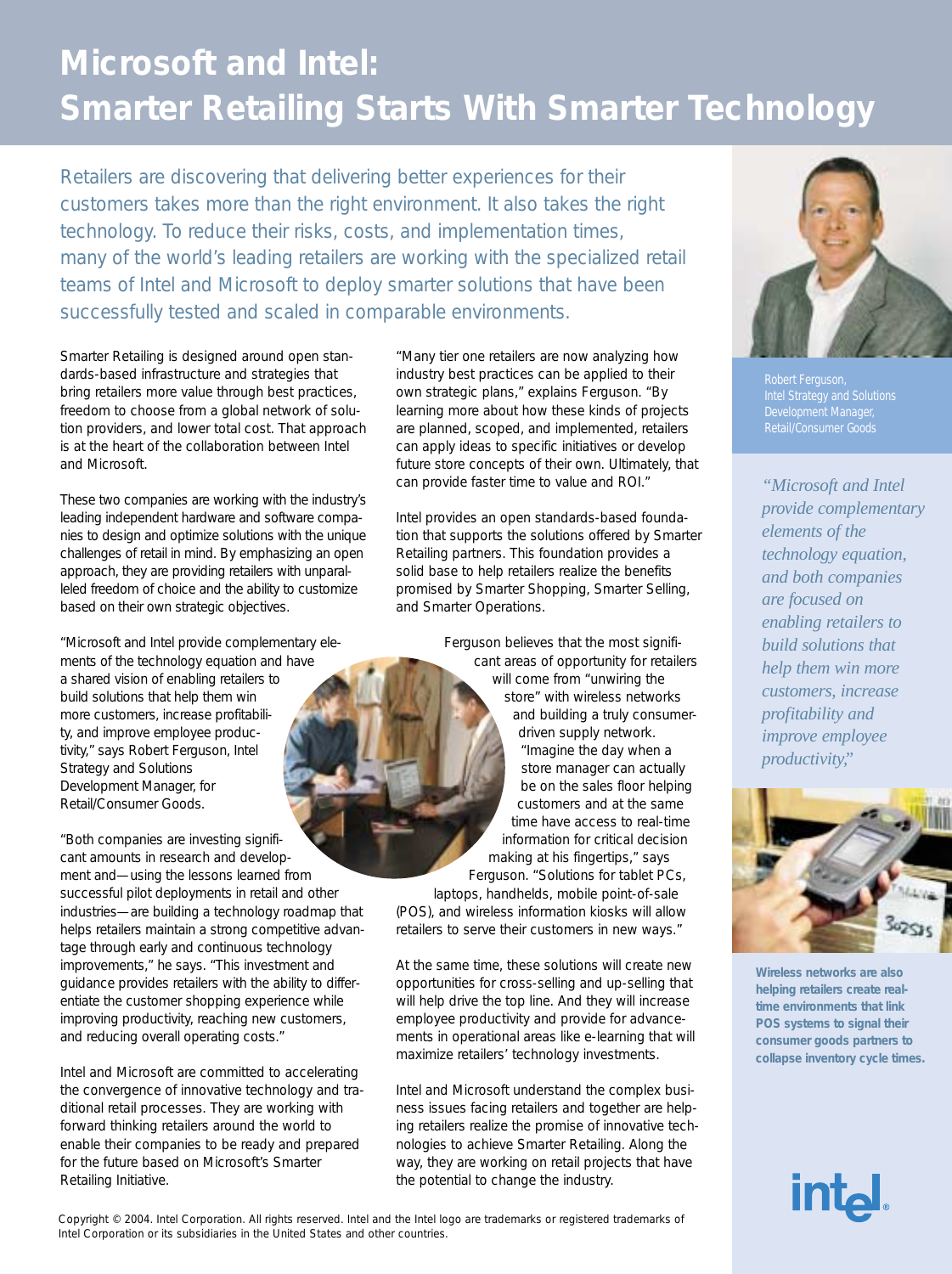# Microsoft and Intel: Smarter Retailing Starts With Smarter Technology

Retailers are discovering that delivering better experiences for their customers takes more than the right environment. It also takes the right technology. To reduce their risks, costs, and implementation times, many of the world's leading retailers are working with the specialized retail teams of Intel and Microsoft to deploy smarter solutions that have been successfully tested and scaled in comparable environments.

Smarter Retailing is designed around open standards-based infrastructure and strategies that bring retailers more value through best practices, freedom to choose from a global network of solution providers, and lower total cost. That approach is at the heart of the collaboration between Intel and Microsoft.

These two companies are working with the industry's leading independent hardware and software companies to design and optimize solutions with the unique challenges of retail in mind. By emphasizing an open approach, they are providing retailers with unparalleled freedom of choice and the ability to customize based on their own strategic objectives.

"Microsoft and Intel provide complementary elements of the technology equation and have a shared vision of enabling retailers to build solutions that help them win more customers, increase profitability, and improve employee productivity," says Robert Ferguson, Intel Strategy and Solutions Development Manager, for Retail/Consumer Goods.

"Both companies are investing significant amounts in research and development and—using the lessons learned from successful pilot deployments in retail and other industries—are building a technology roadmap that helps retailers maintain a strong competitive advantage through early and continuous technology improvements," he says. "This investment and guidance provides retailers with the ability to differentiate the customer shopping experience while improving productivity, reaching new customers, and reducing overall operating costs."

Intel and Microsoft are committed to accelerating the convergence of innovative technology and traditional retail processes. They are working with forward thinking retailers around the world to enable their companies to be ready and prepared for the future based on Microsoft's Smarter Retailing Initiative.

"Many tier one retailers are now analyzing how industry best practices can be applied to their own strategic plans," explains Ferguson. "By learning more about how these kinds of projects are planned, scoped, and implemented, retailers can apply ideas to specific initiatives or develop future store concepts of their own. Ultimately, that can provide faster time to value and ROI."

Intel provides an open standards-based foundation that supports the solutions offered by Smarter Retailing partners. This foundation provides a solid base to help retailers realize the benefits promised by Smarter Shopping, Smarter Selling, and Smarter Operations.

Ferguson believes that the most significant areas of opportunity for retailers will come from "unwiring the store" with wireless networks and building a truly consumer-driven supply network. "Imagine the day when a store manager can actually be on the sales floor helping customers and at the same time have access to real-time information for critical decision making at his fingertips," says Ferguson. "Solutions for tablet PCs, laptops, handhelds, mobile point-of-sale (POS), and wireless information kiosks will allow retailers to serve their customers in new ways."

At the same time, these solutions will create new opportunities for cross-selling and up-selling that will help drive the top line. And they will increase employee productivity and provide for advancements in operational areas like e-learning that will maximize retailers' technology investments.

Intel and Microsoft understand the complex business issues facing retailers and together are helping retailers realize the promise of innovative technologies to achieve Smarter Retailing. Along the way, they are working on retail projects that have the potential to change the industry.

Robert Ferguson, Intel Strategy and Solutions Development Manager, Retail/Consumer Goods

*"Microsoft and Intel provide complementary elements of the technology equation, and both companies are focused on enabling retailers to build solutions that help them win more customers, increase profitability and improve employee productivity,"*

**Wireless networks are also helping retailers create real-time environments that link POS systems to signal their consumer goods partners to collapse inventory cycle times.**

Copyright © 2004. Intel Corporation. All rights reserved. Intel and the Intel logo are trademarks or registered trademarks of Intel Corporation or its subsidiaries in the United States and other countries.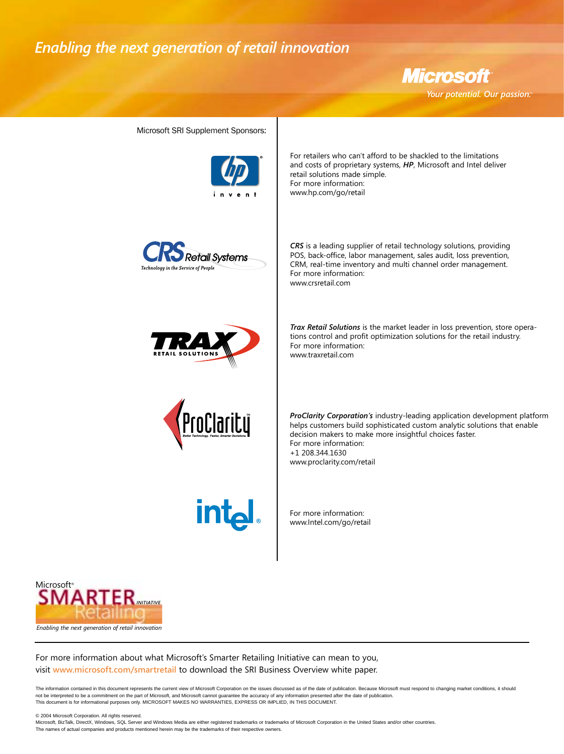*Enabling the next generation of retail innovation*

**Microsoft**

*Your potential. Our passion.*

Microsoft SRI Supplement Sponsors:

For retailers who can't afford to be shackled to the limitations and costs of proprietary systems, ***HP***, Microsoft and Intel deliver retail solutions made simple.
For more information:
www.hp.com/go/retail

***CRS*** is a leading supplier of retail technology solutions, providing POS, back-office, labor management, sales audit, loss prevention, CRM, real-time inventory and multi channel order management.
For more information:
www.crsretail.com

***Trax Retail Solutions*** is the market leader in loss prevention, store operations control and profit optimization solutions for the retail industry.
For more information:
www.traxretail.com

***ProClarity Corporation's*** industry-leading application development platform helps customers build sophisticated custom analytic solutions that enable decision makers to make more insightful choices faster.
For more information:
+1 208.344.1630
www.proclarity.com/retail

For more information:
www.Intel.com/go/retail

Microsoft® SMARTER *INITIATIVE* Retailing

*Enabling the next generation of retail innovation*

---

For more information about what Microsoft's Smarter Retailing Initiative can mean to you, visit www.microsoft.com/smartretail to download the SRI Business Overview white paper.

The information contained in this document represents the current view of Microsoft Corporation on the issues discussed as of the date of publication. Because Microsoft must respond to changing market conditions, it should not be interpreted to be a commitment on the part of Microsoft, and Microsoft cannot guarantee the accuracy of any information presented after the date of publication.
This document is for informational purposes only. MICROSOFT MAKES NO WARRANTIES, EXPRESS OR IMPLIED, IN THIS DOCUMENT.

© 2004 Microsoft Corporation. All rights reserved.
Microsoft, BizTalk, DirectX, Windows, SQL Server and Windows Media are either registered trademarks or trademarks of Microsoft Corporation in the United States and/or other countries.
The names of actual companies and products mentioned herein may be the trademarks of their respective owners.